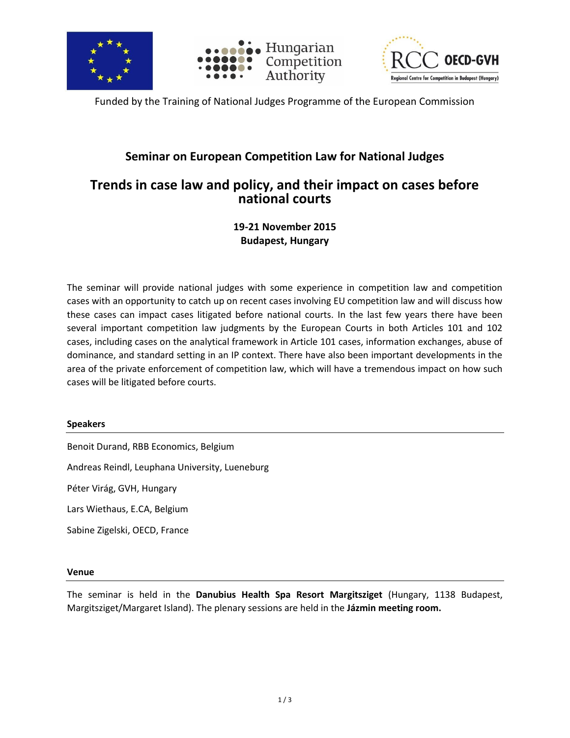Funded by the Training of National Judges Programme of the European Commission

## Seminar on European Competition Law for National Judges

# Trends in case law and policy, and their impact on cases before national courts

**19-21 November 2015**
**Budapest, Hungary**

The seminar will provide national judges with some experience in competition law and competition cases with an opportunity to catch up on recent cases involving EU competition law and will discuss how these cases can impact cases litigated before national courts. In the last few years there have been several important competition law judgments by the European Courts in both Articles 101 and 102 cases, including cases on the analytical framework in Article 101 cases, information exchanges, abuse of dominance, and standard setting in an IP context. There have also been important developments in the area of the private enforcement of competition law, which will have a tremendous impact on how such cases will be litigated before courts.

### Speakers

Benoit Durand, RBB Economics, Belgium

Andreas Reindl, Leuphana University, Lueneburg

Péter Virág, GVH, Hungary

Lars Wiethaus, E.CA, Belgium

Sabine Zigelski, OECD, France

### Venue

The seminar is held in the **Danubius Health Spa Resort Margitsziget** (Hungary, 1138 Budapest, Margitsziget/Margaret Island). The plenary sessions are held in the **Jázmin meeting room.**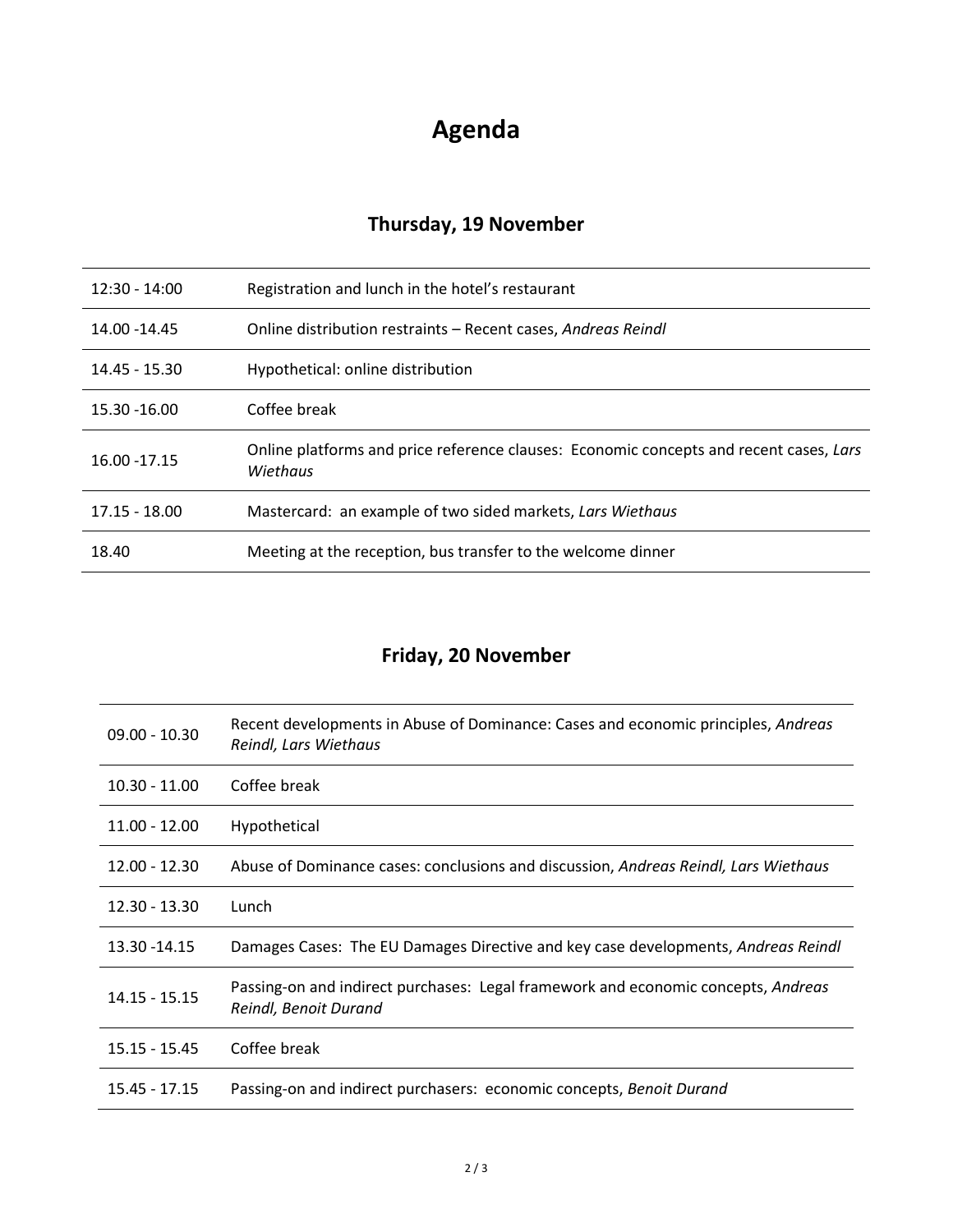# Agenda

## Thursday, 19 November

| | |
|---|---|
| 12:30 - 14:00 | Registration and lunch in the hotel's restaurant |
| 14.00 -14.45 | Online distribution restraints – Recent cases, *Andreas Reindl* |
| 14.45 - 15.30 | Hypothetical: online distribution |
| 15.30 -16.00 | Coffee break |
| 16.00 -17.15 | Online platforms and price reference clauses: Economic concepts and recent cases, *Lars Wiethaus* |
| 17.15 - 18.00 | Mastercard: an example of two sided markets, *Lars Wiethaus* |
| 18.40 | Meeting at the reception, bus transfer to the welcome dinner |

## Friday, 20 November

| | |
|---|---|
| 09.00 - 10.30 | Recent developments in Abuse of Dominance: Cases and economic principles, *Andreas Reindl, Lars Wiethaus* |
| 10.30 - 11.00 | Coffee break |
| 11.00 - 12.00 | Hypothetical |
| 12.00 - 12.30 | Abuse of Dominance cases: conclusions and discussion, *Andreas Reindl, Lars Wiethaus* |
| 12.30 - 13.30 | Lunch |
| 13.30 -14.15 | Damages Cases: The EU Damages Directive and key case developments, *Andreas Reindl* |
| 14.15 - 15.15 | Passing-on and indirect purchases: Legal framework and economic concepts, *Andreas Reindl, Benoit Durand* |
| 15.15 - 15.45 | Coffee break |
| 15.45 - 17.15 | Passing-on and indirect purchasers: economic concepts, *Benoit Durand* |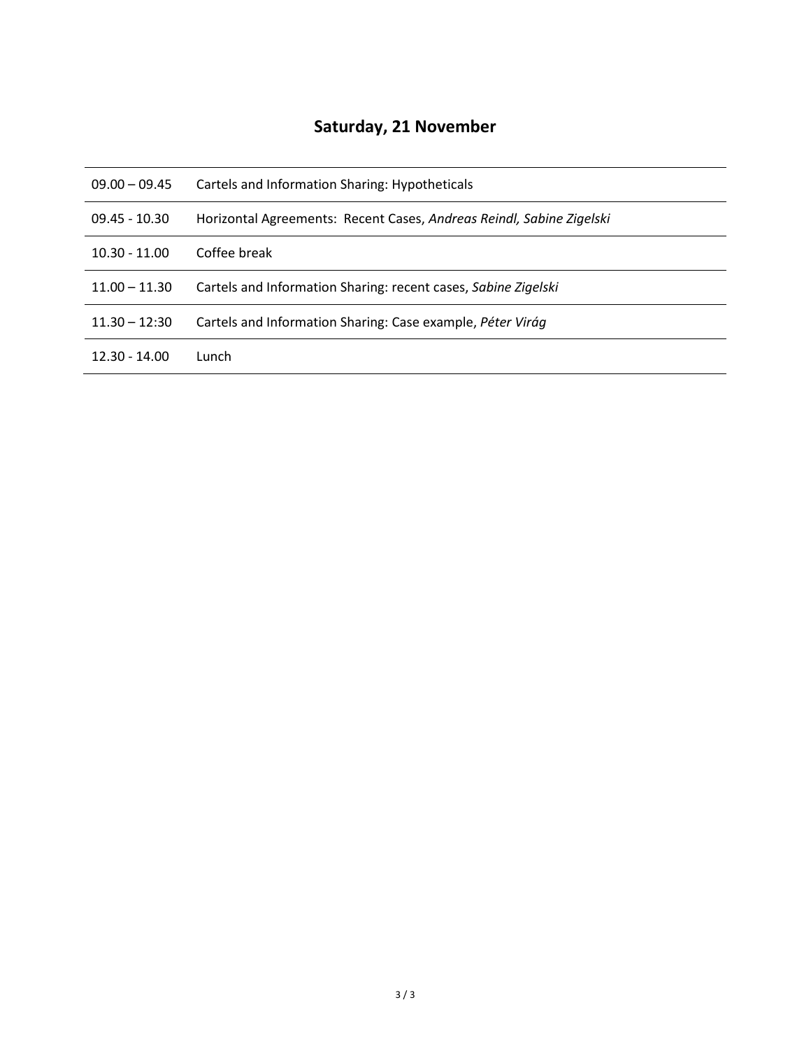## Saturday, 21 November

| | |
|---|---|
| 09.00 – 09.45 | Cartels and Information Sharing: Hypotheticals |
| 09.45 - 10.30 | Horizontal Agreements: Recent Cases, *Andreas Reindl, Sabine Zigelski* |
| 10.30 - 11.00 | Coffee break |
| 11.00 – 11.30 | Cartels and Information Sharing: recent cases, *Sabine Zigelski* |
| 11.30 – 12:30 | Cartels and Information Sharing: Case example, *Péter Virág* |
| 12.30 - 14.00 | Lunch |